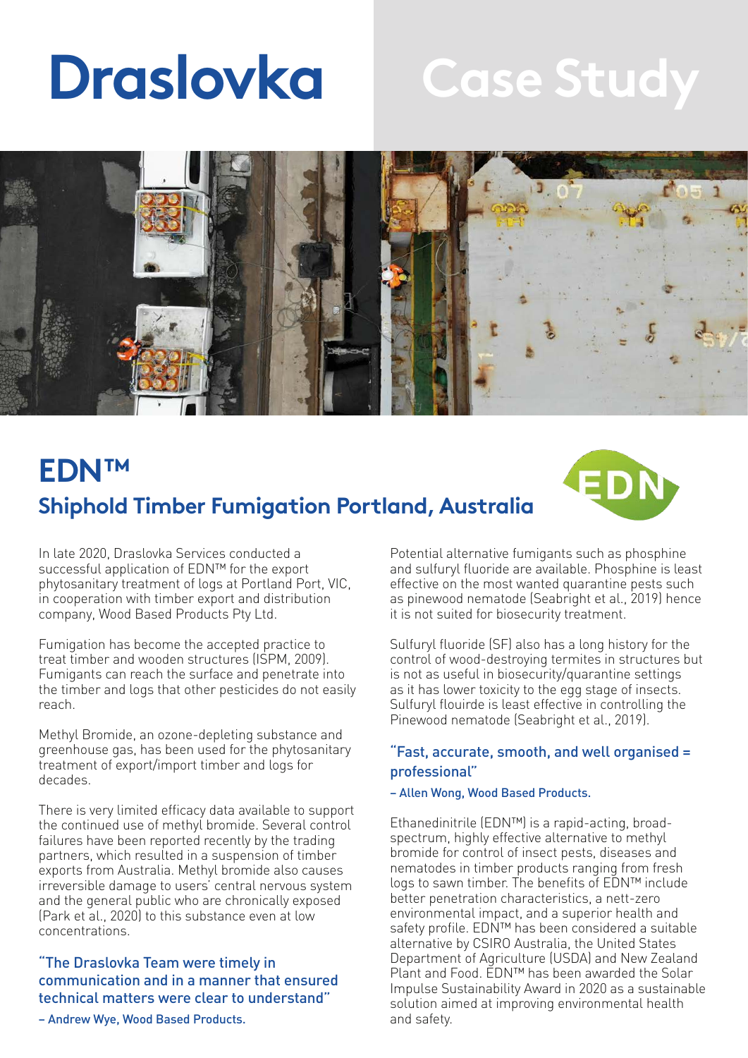# Draslovka Case Study

## EDN™

## Shiphold Timber Fumigation Portland, Australia

In late 2020, Draslovka Services conducted a successful application of EDN™ for the export phytosanitary treatment of logs at Portland Port, VIC, in cooperation with timber export and distribution company, Wood Based Products Pty Ltd.

Fumigation has become the accepted practice to treat timber and wooden structures (ISPM, 2009). Fumigants can reach the surface and penetrate into the timber and logs that other pesticides do not easily reach.

Methyl Bromide, an ozone-depleting substance and greenhouse gas, has been used for the phytosanitary treatment of export/import timber and logs for decades.

There is very limited efficacy data available to support the continued use of methyl bromide. Several control failures have been reported recently by the trading partners, which resulted in a suspension of timber exports from Australia. Methyl bromide also causes irreversible damage to users' central nervous system and the general public who are chronically exposed (Park et al., 2020) to this substance even at low concentrations.

"The Draslovka Team were timely in communication and in a manner that ensured technical matters were clear to understand"

– Andrew Wye, Wood Based Products.

Potential alternative fumigants such as phosphine and sulfuryl fluoride are available. Phosphine is least effective on the most wanted quarantine pests such as pinewood nematode (Seabright et al., 2019) hence it is not suited for biosecurity treatment.

Sulfuryl fluoride (SF) also has a long history for the control of wood-destroying termites in structures but is not as useful in biosecurity/quarantine settings as it has lower toxicity to the egg stage of insects. Sulfuryl flouirde is least effective in controlling the Pinewood nematode (Seabright et al., 2019).

"Fast, accurate, smooth, and well organised = professional"

– Allen Wong, Wood Based Products.

Ethanedinitrile (EDN™) is a rapid-acting, broad-spectrum, highly effective alternative to methyl bromide for control of insect pests, diseases and nematodes in timber products ranging from fresh logs to sawn timber. The benefits of EDN™ include better penetration characteristics, a nett-zero environmental impact, and a superior health and safety profile. EDN™ has been considered a suitable alternative by CSIRO Australia, the United States Department of Agriculture (USDA) and New Zealand Plant and Food. EDN™ has been awarded the Solar Impulse Sustainability Award in 2020 as a sustainable solution aimed at improving environmental health and safety.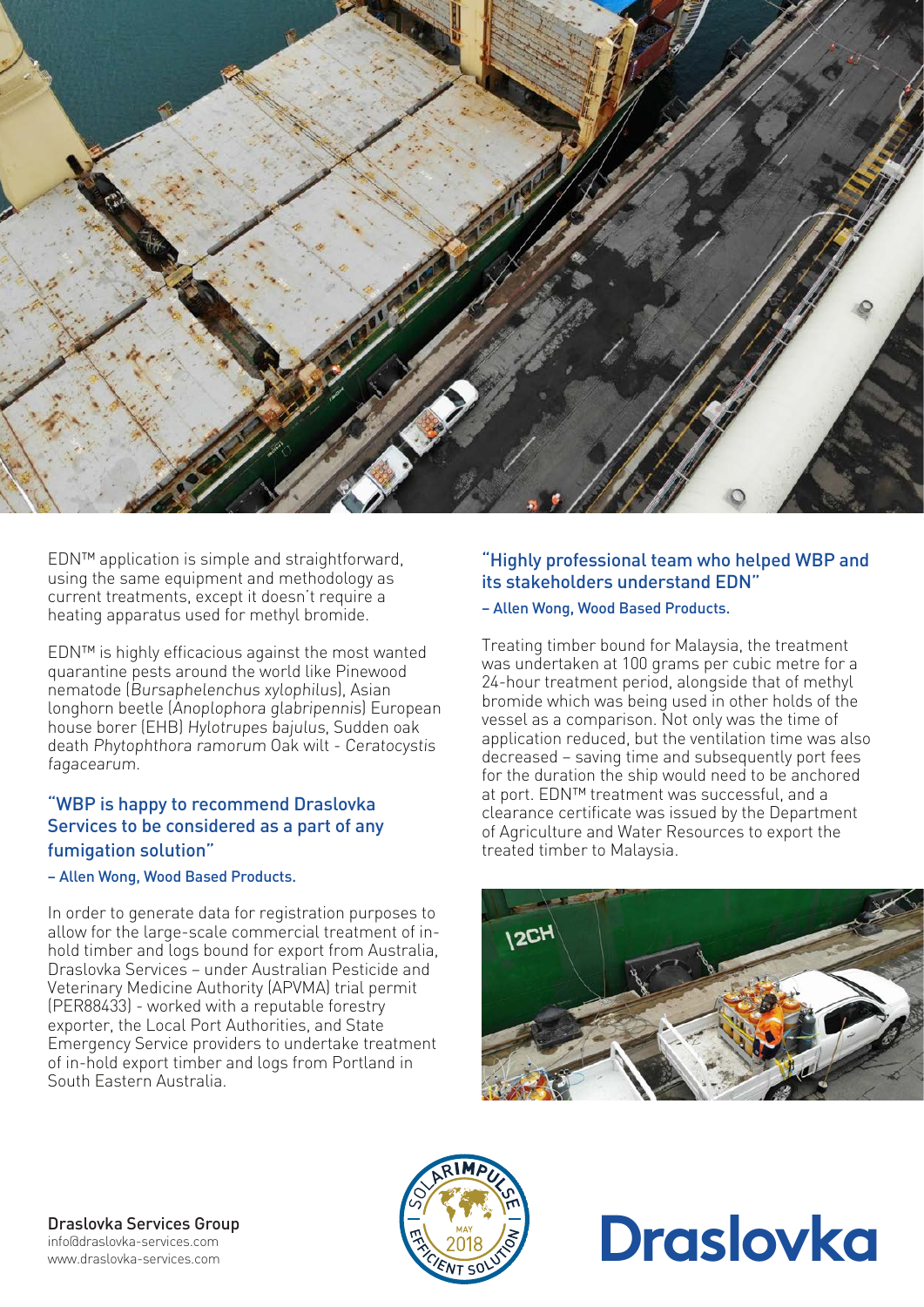EDN™ application is simple and straightforward, using the same equipment and methodology as current treatments, except it doesn't require a heating apparatus used for methyl bromide.

EDN™ is highly efficacious against the most wanted quarantine pests around the world like Pinewood nematode (*Bursaphelenchus xylophilus*), Asian longhorn beetle (*Anoplophora glabripennis*) European house borer (EHB) *Hylotrupes bajulus*, Sudden oak death *Phytophthora ramorum* Oak wilt - *Ceratocystis fagacearum*.

### "WBP is happy to recommend Draslovka Services to be considered as a part of any fumigation solution"

– Allen Wong, Wood Based Products.

In order to generate data for registration purposes to allow for the large-scale commercial treatment of in-hold timber and logs bound for export from Australia, Draslovka Services – under Australian Pesticide and Veterinary Medicine Authority (APVMA) trial permit (PER88433) - worked with a reputable forestry exporter, the Local Port Authorities, and State Emergency Service providers to undertake treatment of in-hold export timber and logs from Portland in South Eastern Australia.

### "Highly professional team who helped WBP and its stakeholders understand EDN"

– Allen Wong, Wood Based Products.

Treating timber bound for Malaysia, the treatment was undertaken at 100 grams per cubic metre for a 24-hour treatment period, alongside that of methyl bromide which was being used in other holds of the vessel as a comparison. Not only was the time of application reduced, but the ventilation time was also decreased – saving time and subsequently port fees for the duration the ship would need to be anchored at port. EDN™ treatment was successful, and a clearance certificate was issued by the Department of Agriculture and Water Resources to export the treated timber to Malaysia.

Draslovka Services Group
info@draslovka-services.com
www.draslovka-services.com

SOLARIMPULSE EFFICIENT SOLUTION MAY 2018

Draslovka